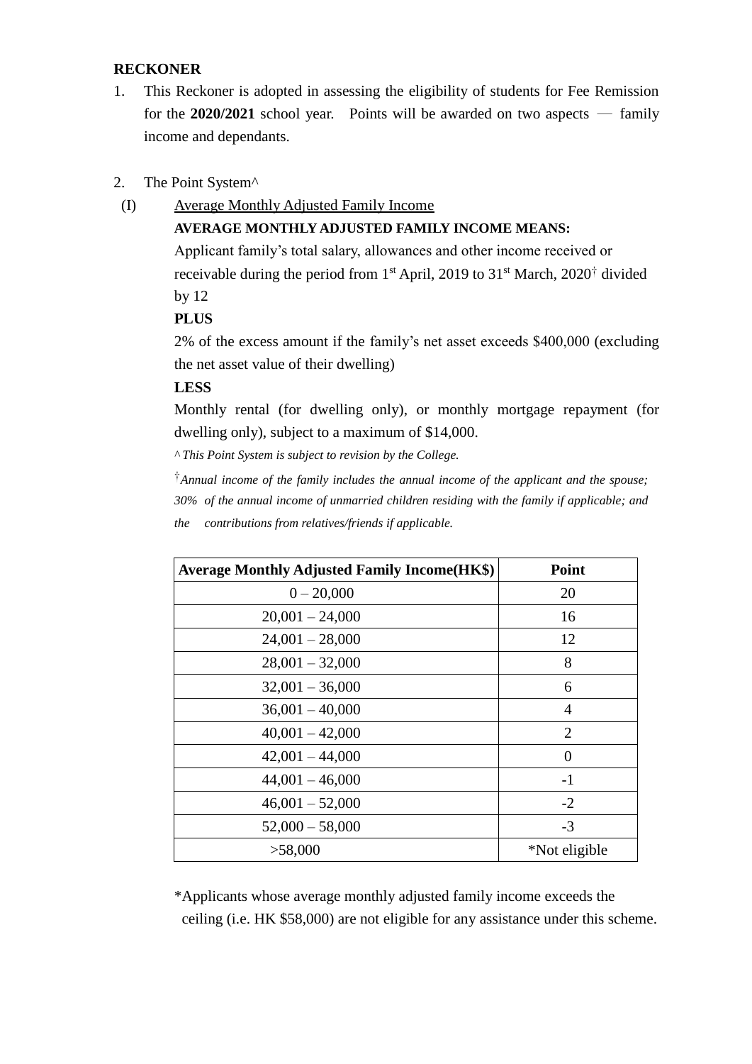**RECKONER**

1. This Reckoner is adopted in assessing the eligibility of students for Fee Remission for the **2020/2021** school year. Points will be awarded on two aspects — family income and dependants.

2. The Point System^

(I) Average Monthly Adjusted Family Income

**AVERAGE MONTHLY ADJUSTED FAMILY INCOME MEANS:**

Applicant family's total salary, allowances and other income received or receivable during the period from 1st April, 2019 to 31st March, 2020† divided by 12

**PLUS**

2% of the excess amount if the family's net asset exceeds $400,000 (excluding the net asset value of their dwelling)

**LESS**

Monthly rental (for dwelling only), or monthly mortgage repayment (for dwelling only), subject to a maximum of $14,000.

*^ This Point System is subject to revision by the College.*

*†Annual income of the family includes the annual income of the applicant and the spouse; 30% of the annual income of unmarried children residing with the family if applicable; and the contributions from relatives/friends if applicable.*

| Average Monthly Adjusted Family Income(HK$) | Point |
|---|---|
| 0 – 20,000 | 20 |
| 20,001 – 24,000 | 16 |
| 24,001 – 28,000 | 12 |
| 28,001 – 32,000 | 8 |
| 32,001 – 36,000 | 6 |
| 36,001 – 40,000 | 4 |
| 40,001 – 42,000 | 2 |
| 42,001 – 44,000 | 0 |
| 44,001 – 46,000 | -1 |
| 46,001 – 52,000 | -2 |
| 52,000 – 58,000 | -3 |
| >58,000 | *Not eligible |

*Applicants whose average monthly adjusted family income exceeds the ceiling (i.e. HK $58,000) are not eligible for any assistance under this scheme.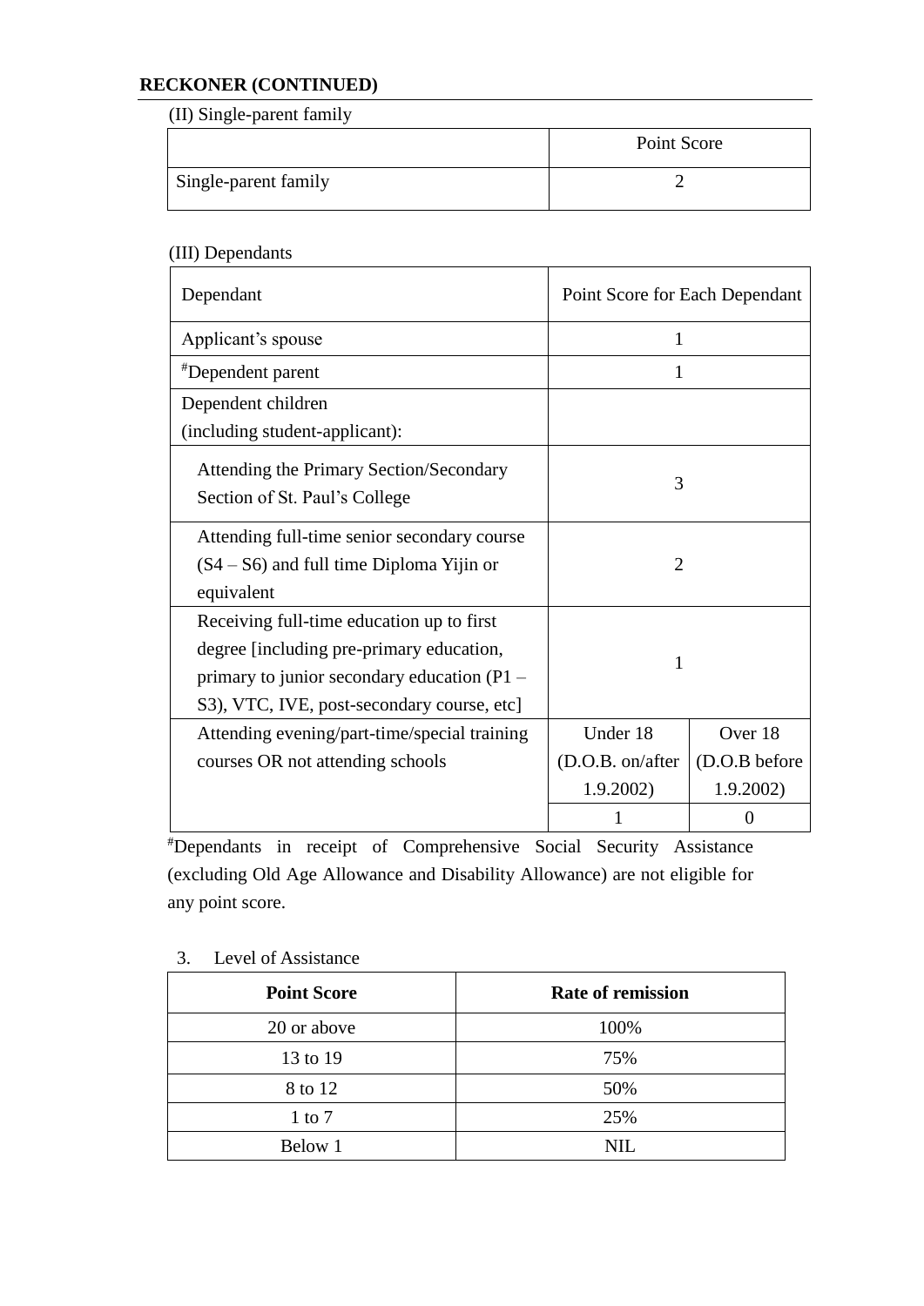**RECKONER (CONTINUED)**

(II) Single-parent family

| | Point Score |
|---|---|
| Single-parent family | 2 |

(III) Dependants

| Dependant | Point Score for Each Dependant | |
|---|---|---|
| Applicant's spouse | 1 | |
| #Dependent parent | 1 | |
| Dependent children (including student-applicant): | | |
| Attending the Primary Section/Secondary Section of St. Paul's College | 3 | |
| Attending full-time senior secondary course (S4 – S6) and full time Diploma Yijin or equivalent | 2 | |
| Receiving full-time education up to first degree [including pre-primary education, primary to junior secondary education (P1 – S3), VTC, IVE, post-secondary course, etc] | 1 | |
| Attending evening/part-time/special training courses OR not attending schools | Under 18 (D.O.B. on/after 1.9.2002) | Over 18 (D.O.B before 1.9.2002) |
| | 1 | 0 |

#Dependants in receipt of Comprehensive Social Security Assistance (excluding Old Age Allowance and Disability Allowance) are not eligible for any point score.

3. Level of Assistance

| **Point Score** | **Rate of remission** |
|---|---|
| 20 or above | 100% |
| 13 to 19 | 75% |
| 8 to 12 | 50% |
| 1 to 7 | 25% |
| Below 1 | NIL |